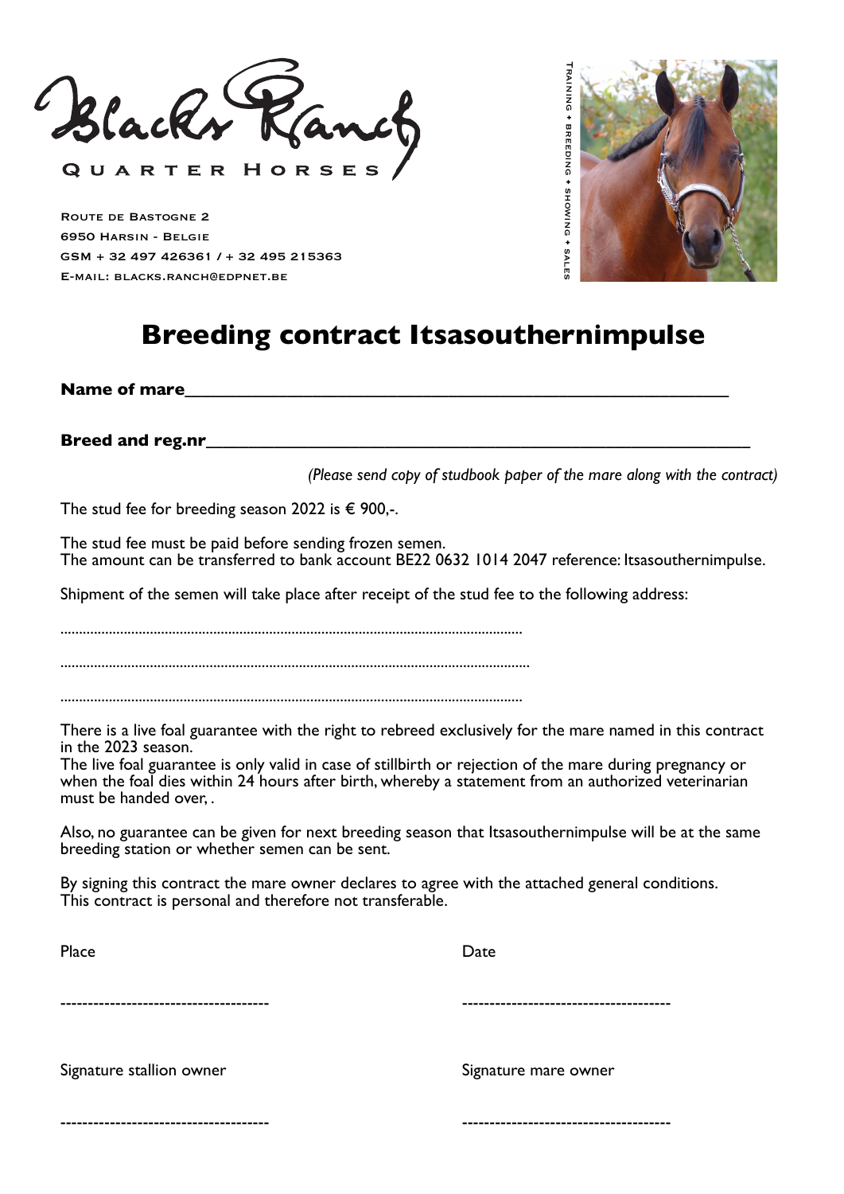Blacks Ranch

QUARTER HORSES

ROUTE DE BASTOGNE 2
6950 HARSIN - BELGIE
GSM + 32 497 426361 / + 32 495 215363
E-MAIL: BLACKS.RANCH@EDPNET.BE

TRAINING + BREEDING + SHOWING + SALES

# Breeding contract Itsasouthernimpulse

**Name of mare**______________________________________________________

**Breed and reg.nr**______________________________________________________

*(Please send copy of studbook paper of the mare along with the contract)*

The stud fee for breeding season 2022 is € 900,-.

The stud fee must be paid before sending frozen semen.
The amount can be transferred to bank account BE22 0632 1014 2047 reference: Itsasouthernimpulse.

Shipment of the semen will take place after receipt of the stud fee to the following address:

..........................................................................................................................

..........................................................................................................................

..........................................................................................................................

There is a live foal guarantee with the right to rebreed exclusively for the mare named in this contract in the 2023 season.
The live foal guarantee is only valid in case of stillbirth or rejection of the mare during pregnancy or when the foal dies within 24 hours after birth, whereby a statement from an authorized veterinarian must be handed over, .

Also, no guarantee can be given for next breeding season that Itsasouthernimpulse will be at the same breeding station or whether semen can be sent.

By signing this contract the mare owner declares to agree with the attached general conditions.
This contract is personal and therefore not transferable.

Place

--------------------------------------

Date

--------------------------------------

Signature stallion owner

--------------------------------------

Signature mare owner

--------------------------------------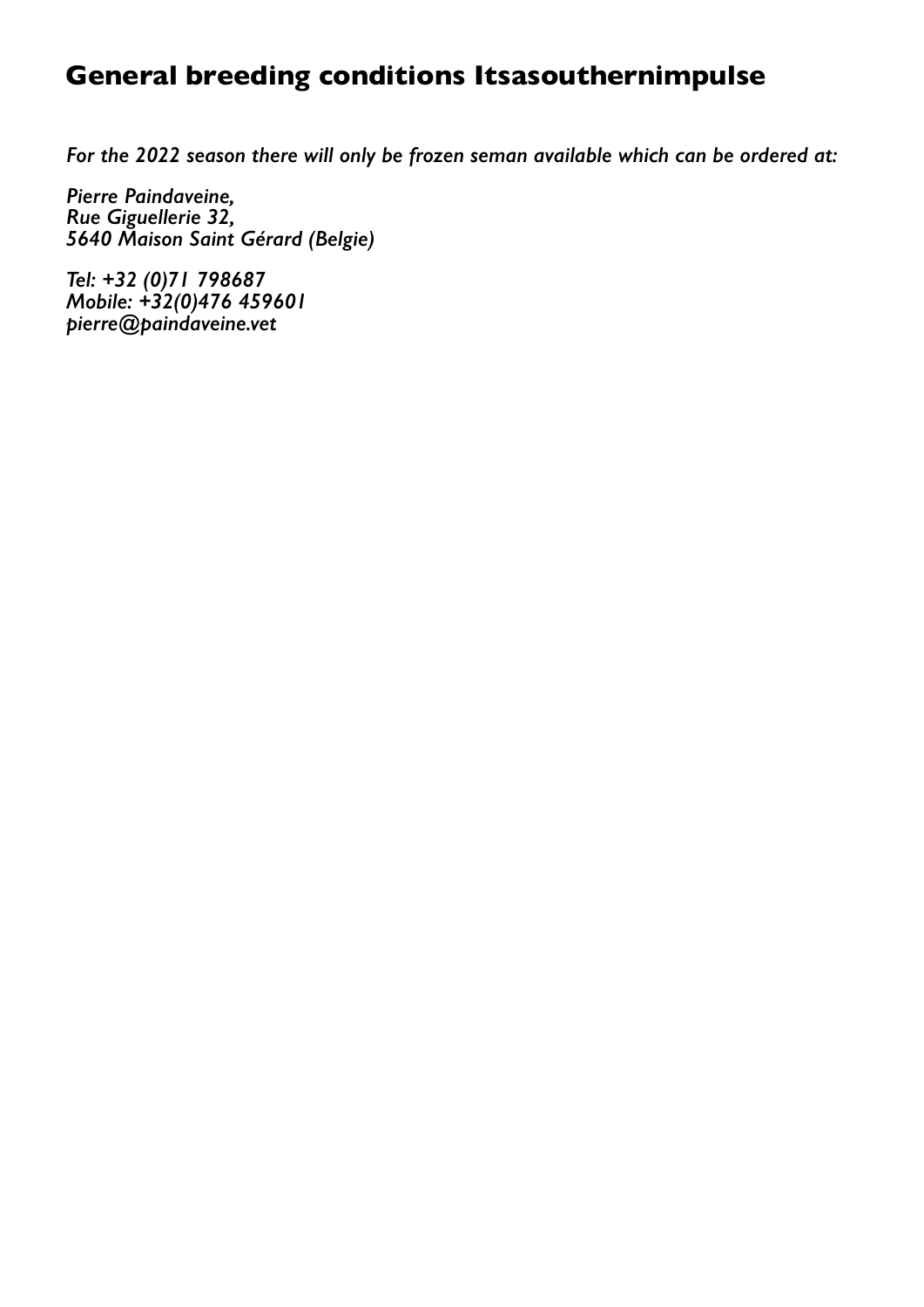# General breeding conditions Itsasouthernimpulse

*For the 2022 season there will only be frozen seman available which can be ordered at:*

*Pierre Paindaveine,*
*Rue Giguellerie 32,*
*5640 Maison Saint Gérard (Belgie)*

*Tel: +32 (0)71 798687*
*Mobile: +32(0)476 459601*
*pierre@paindaveine.vet*